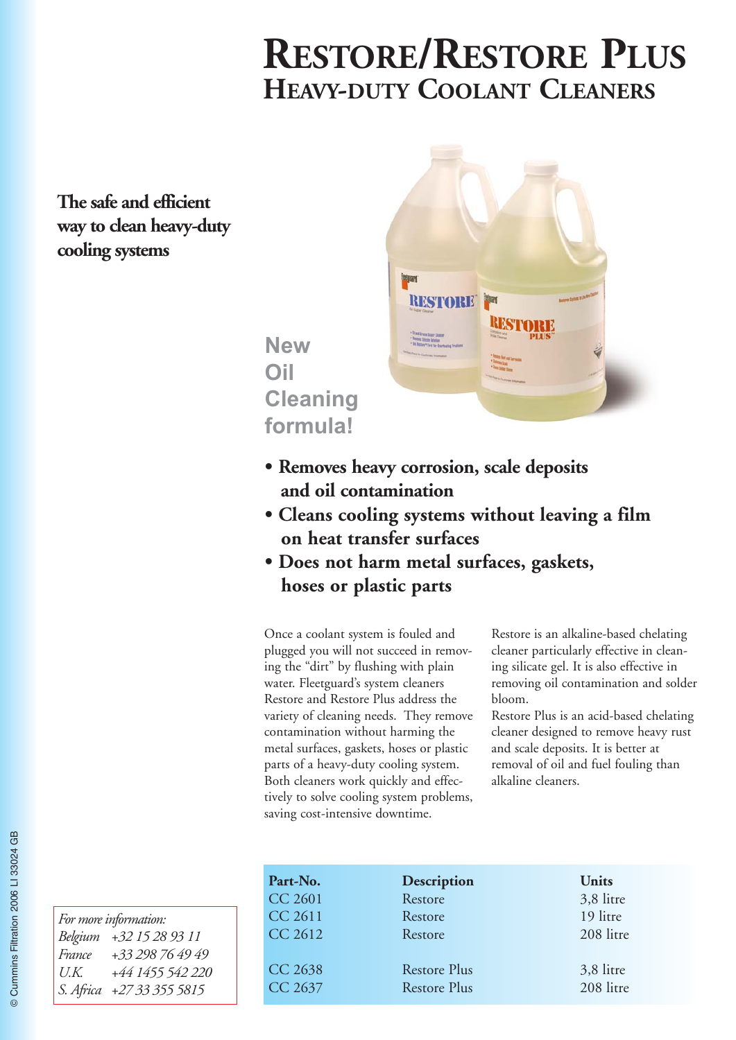# RESTORE/RESTORE PLUS
## HEAVY-DUTY COOLANT CLEANERS

**The safe and efficient way to clean heavy-duty cooling systems**

**New Oil Cleaning formula!**

- **Removes heavy corrosion, scale deposits and oil contamination**
- **Cleans cooling systems without leaving a film on heat transfer surfaces**
- **Does not harm metal surfaces, gaskets, hoses or plastic parts**

Once a coolant system is fouled and plugged you will not succeed in removing the "dirt" by flushing with plain water. Fleetguard's system cleaners Restore and Restore Plus address the variety of cleaning needs. They remove contamination without harming the metal surfaces, gaskets, hoses or plastic parts of a heavy-duty cooling system. Both cleaners work quickly and effectively to solve cooling system problems, saving cost-intensive downtime.

Restore is an alkaline-based chelating cleaner particularly effective in cleaning silicate gel. It is also effective in removing oil contamination and solder bloom.

Restore Plus is an acid-based chelating cleaner designed to remove heavy rust and scale deposits. It is better at removal of oil and fuel fouling than alkaline cleaners.

| Part-No. | Description | Units |
|---|---|---|
| CC 2601 | Restore | 3,8 litre |
| CC 2611 | Restore | 19 litre |
| CC 2612 | Restore | 208 litre |
| CC 2638 | Restore Plus | 3,8 litre |
| CC 2637 | Restore Plus | 208 litre |

*For more information:*

| | |
|---|---|
| *Belgium* | *+32 15 28 93 11* |
| *France* | *+33 298 76 49 49* |
| *U.K.* | *+44 1455 542 220* |
| *S. Africa* | *+27 33 355 5815* |

© Cummins Filtration 2006 LI 33024 GB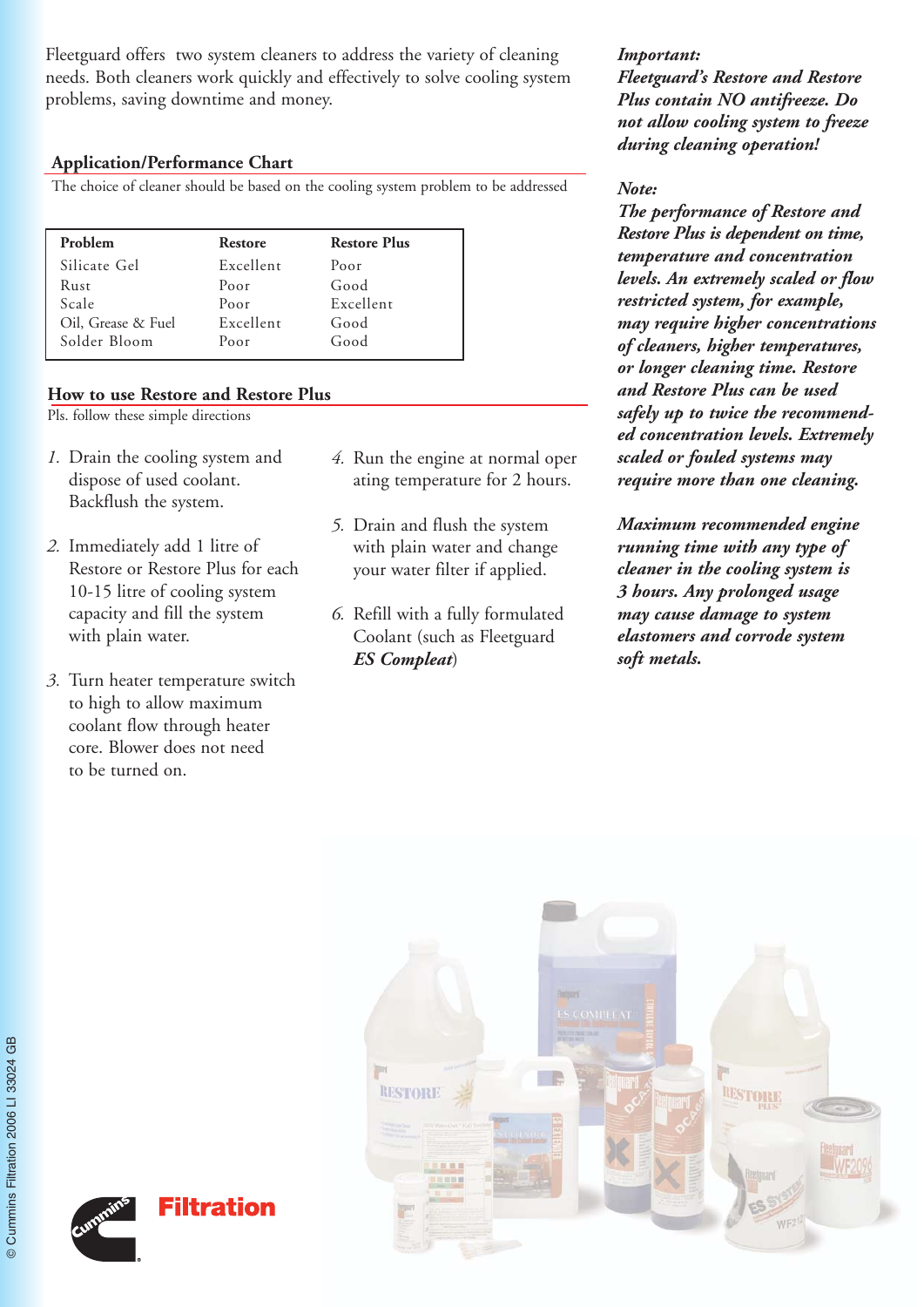Fleetguard offers two system cleaners to address the variety of cleaning needs. Both cleaners work quickly and effectively to solve cooling system problems, saving downtime and money.

## Application/Performance Chart

The choice of cleaner should be based on the cooling system problem to be addressed

| Problem | Restore | Restore Plus |
| --- | --- | --- |
| Silicate Gel | Excellent | Poor |
| Rust | Poor | Good |
| Scale | Poor | Excellent |
| Oil, Grease & Fuel | Excellent | Good |
| Solder Bloom | Poor | Good |

## How to use Restore and Restore Plus

Pls. follow these simple directions

1. Drain the cooling system and dispose of used coolant. Backflush the system.
2. Immediately add 1 litre of Restore or Restore Plus for each 10-15 litre of cooling system capacity and fill the system with plain water.
3. Turn heater temperature switch to high to allow maximum coolant flow through heater core. Blower does not need to be turned on.
4. Run the engine at normal operating temperature for 2 hours.
5. Drain and flush the system with plain water and change your water filter if applied.
6. Refill with a fully formulated Coolant (such as Fleetguard ***ES Compleat***)

***Important:***
***Fleetguard's Restore and Restore Plus contain NO antifreeze. Do not allow cooling system to freeze during cleaning operation!***

***Note:***
***The performance of Restore and Restore Plus is dependent on time, temperature and concentration levels. An extremely scaled or flow restricted system, for example, may require higher concentrations of cleaners, higher temperatures, or longer cleaning time. Restore and Restore Plus can be used safely up to twice the recommended concentration levels. Extremely scaled or fouled systems may require more than one cleaning.***

***Maximum recommended engine running time with any type of cleaner in the cooling system is 3 hours. Any prolonged usage may cause damage to system elastomers and corrode system soft metals.***

Cummins Filtration

© Cummins Filtration 2006 LI 33024 GB